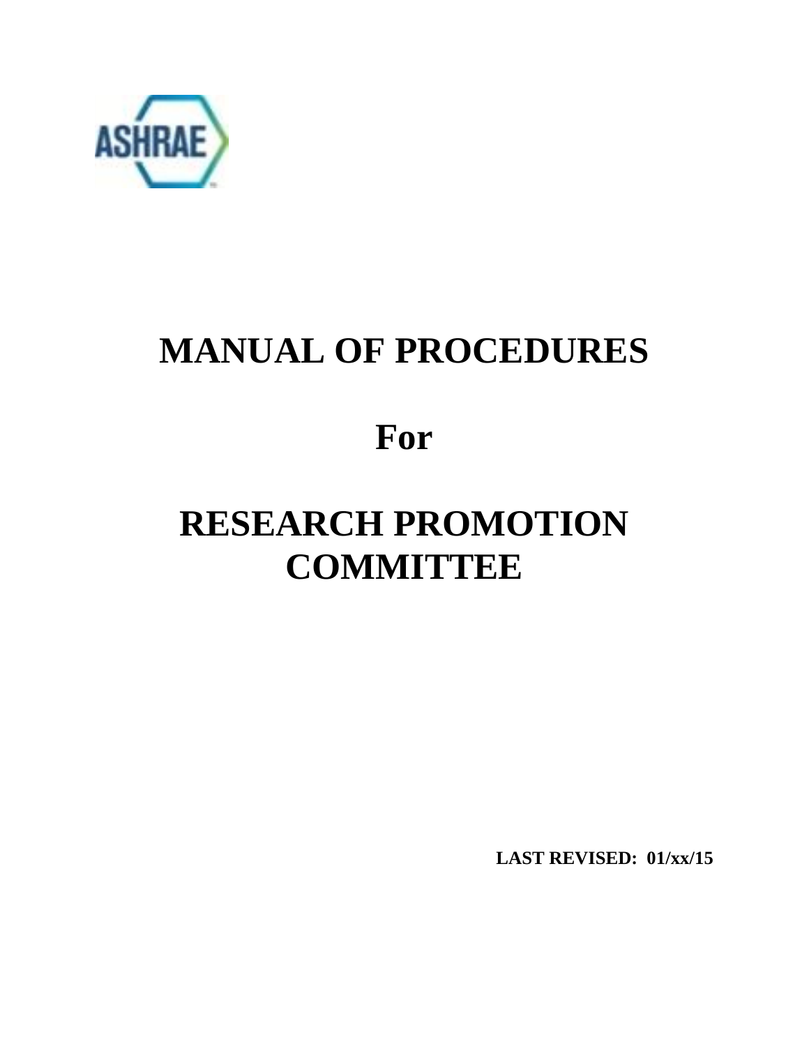ASHRAE

# MANUAL OF PROCEDURES

# For

# RESEARCH PROMOTION COMMITTEE

**LAST REVISED: 01/xx/15**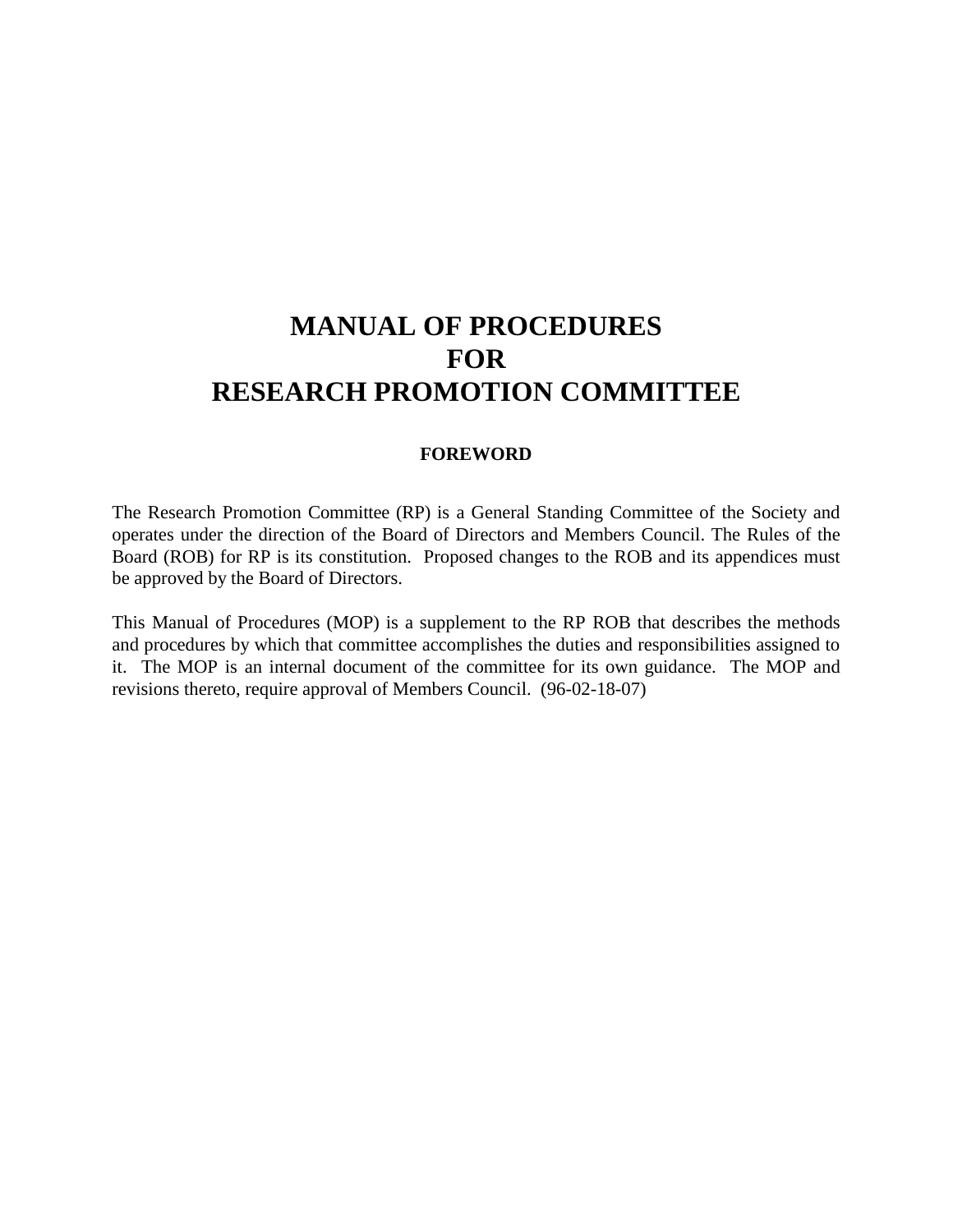# MANUAL OF PROCEDURES FOR RESEARCH PROMOTION COMMITTEE

## FOREWORD

The Research Promotion Committee (RP) is a General Standing Committee of the Society and operates under the direction of the Board of Directors and Members Council. The Rules of the Board (ROB) for RP is its constitution. Proposed changes to the ROB and its appendices must be approved by the Board of Directors.

This Manual of Procedures (MOP) is a supplement to the RP ROB that describes the methods and procedures by which that committee accomplishes the duties and responsibilities assigned to it. The MOP is an internal document of the committee for its own guidance. The MOP and revisions thereto, require approval of Members Council. (96-02-18-07)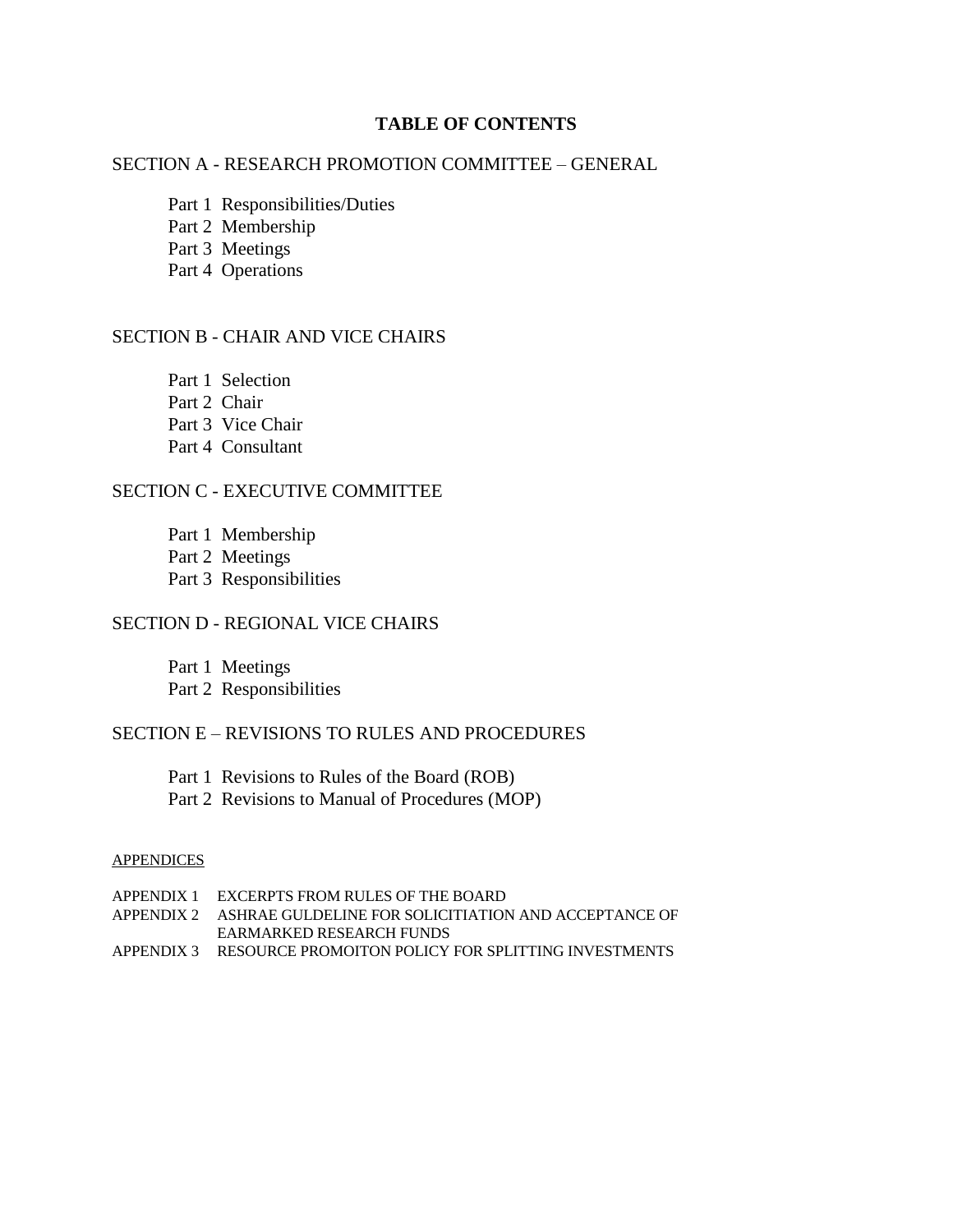# TABLE OF CONTENTS

SECTION A - RESEARCH PROMOTION COMMITTEE – GENERAL

- Part 1 Responsibilities/Duties
- Part 2 Membership
- Part 3 Meetings
- Part 4 Operations

SECTION B - CHAIR AND VICE CHAIRS

- Part 1 Selection
- Part 2 Chair
- Part 3 Vice Chair
- Part 4 Consultant

SECTION C - EXECUTIVE COMMITTEE

- Part 1 Membership
- Part 2 Meetings
- Part 3 Responsibilities

SECTION D - REGIONAL VICE CHAIRS

- Part 1 Meetings
- Part 2 Responsibilities

SECTION E – REVISIONS TO RULES AND PROCEDURES

- Part 1 Revisions to Rules of the Board (ROB)
- Part 2 Revisions to Manual of Procedures (MOP)

APPENDICES

APPENDIX 1 EXCERPTS FROM RULES OF THE BOARD
APPENDIX 2 ASHRAE GULDELINE FOR SOLICITIATION AND ACCEPTANCE OF EARMARKED RESEARCH FUNDS
APPENDIX 3 RESOURCE PROMOITON POLICY FOR SPLITTING INVESTMENTS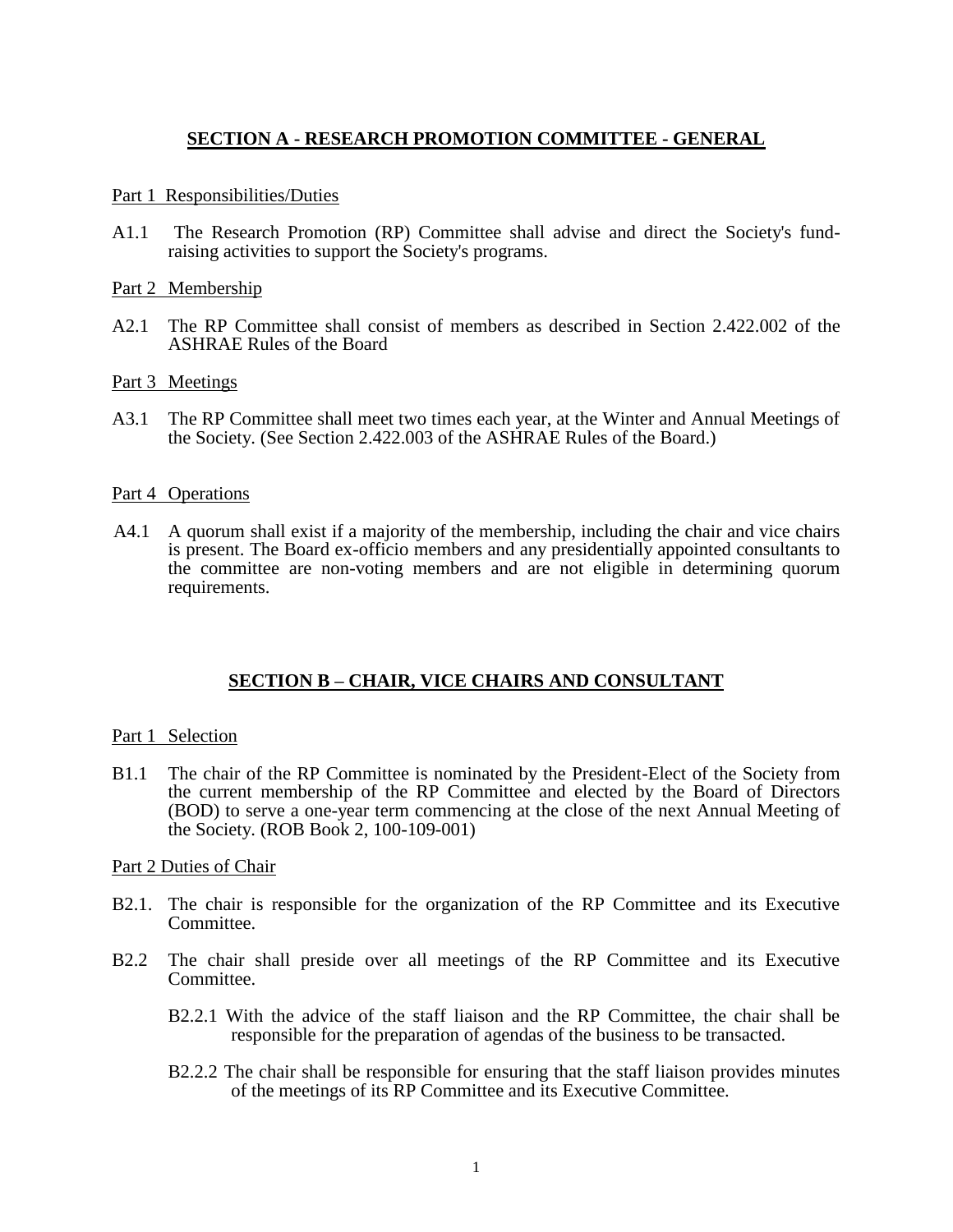## SECTION A - RESEARCH PROMOTION COMMITTEE - GENERAL

Part 1 Responsibilities/Duties

A1.1 The Research Promotion (RP) Committee shall advise and direct the Society's fund-raising activities to support the Society's programs.

Part 2 Membership

A2.1 The RP Committee shall consist of members as described in Section 2.422.002 of the ASHRAE Rules of the Board

Part 3 Meetings

A3.1 The RP Committee shall meet two times each year, at the Winter and Annual Meetings of the Society. (See Section 2.422.003 of the ASHRAE Rules of the Board.)

Part 4 Operations

A4.1 A quorum shall exist if a majority of the membership, including the chair and vice chairs is present. The Board ex-officio members and any presidentially appointed consultants to the committee are non-voting members and are not eligible in determining quorum requirements.

## SECTION B – CHAIR, VICE CHAIRS AND CONSULTANT

Part 1 Selection

B1.1 The chair of the RP Committee is nominated by the President-Elect of the Society from the current membership of the RP Committee and elected by the Board of Directors (BOD) to serve a one-year term commencing at the close of the next Annual Meeting of the Society. (ROB Book 2, 100-109-001)

Part 2 Duties of Chair

B2.1. The chair is responsible for the organization of the RP Committee and its Executive Committee.

B2.2 The chair shall preside over all meetings of the RP Committee and its Executive Committee.

B2.2.1 With the advice of the staff liaison and the RP Committee, the chair shall be responsible for the preparation of agendas of the business to be transacted.

B2.2.2 The chair shall be responsible for ensuring that the staff liaison provides minutes of the meetings of its RP Committee and its Executive Committee.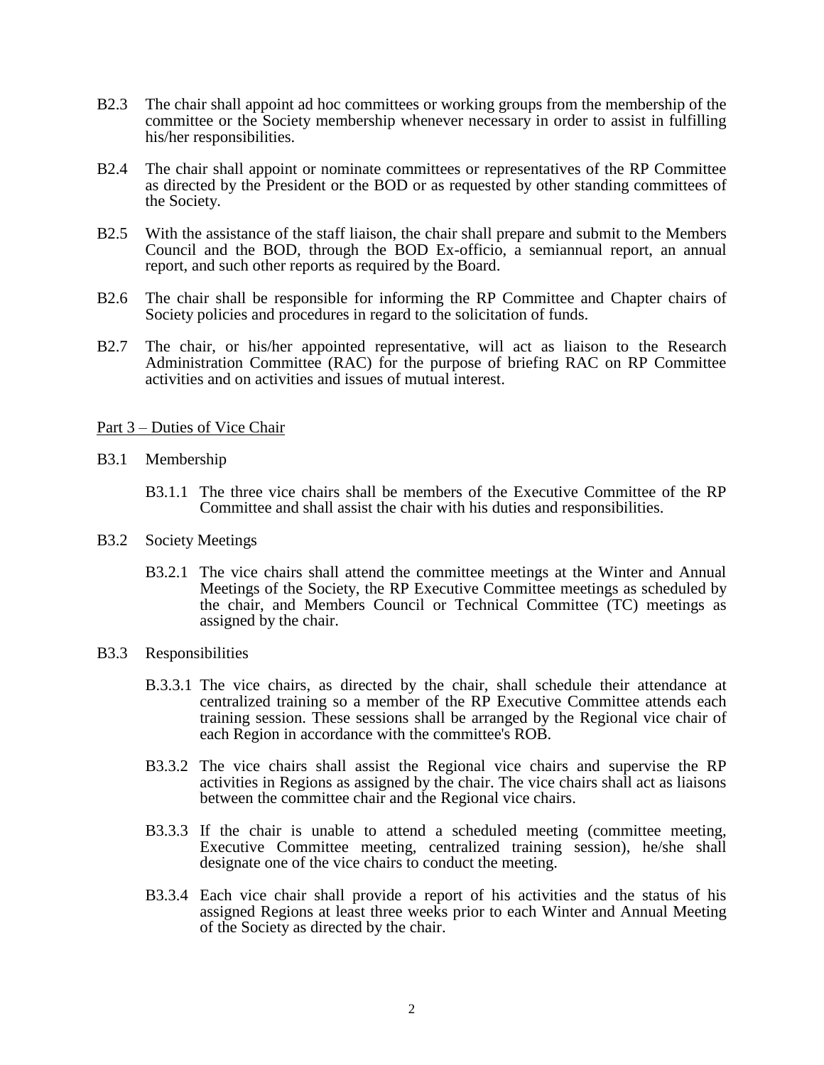B2.3 The chair shall appoint ad hoc committees or working groups from the membership of the committee or the Society membership whenever necessary in order to assist in fulfilling his/her responsibilities.

B2.4 The chair shall appoint or nominate committees or representatives of the RP Committee as directed by the President or the BOD or as requested by other standing committees of the Society.

B2.5 With the assistance of the staff liaison, the chair shall prepare and submit to the Members Council and the BOD, through the BOD Ex-officio, a semiannual report, an annual report, and such other reports as required by the Board.

B2.6 The chair shall be responsible for informing the RP Committee and Chapter chairs of Society policies and procedures in regard to the solicitation of funds.

B2.7 The chair, or his/her appointed representative, will act as liaison to the Research Administration Committee (RAC) for the purpose of briefing RAC on RP Committee activities and on activities and issues of mutual interest.

Part 3 – Duties of Vice Chair

B3.1 Membership

B3.1.1 The three vice chairs shall be members of the Executive Committee of the RP Committee and shall assist the chair with his duties and responsibilities.

B3.2 Society Meetings

B3.2.1 The vice chairs shall attend the committee meetings at the Winter and Annual Meetings of the Society, the RP Executive Committee meetings as scheduled by the chair, and Members Council or Technical Committee (TC) meetings as assigned by the chair.

B3.3 Responsibilities

B.3.3.1 The vice chairs, as directed by the chair, shall schedule their attendance at centralized training so a member of the RP Executive Committee attends each training session. These sessions shall be arranged by the Regional vice chair of each Region in accordance with the committee's ROB.

B3.3.2 The vice chairs shall assist the Regional vice chairs and supervise the RP activities in Regions as assigned by the chair. The vice chairs shall act as liaisons between the committee chair and the Regional vice chairs.

B3.3.3 If the chair is unable to attend a scheduled meeting (committee meeting, Executive Committee meeting, centralized training session), he/she shall designate one of the vice chairs to conduct the meeting.

B3.3.4 Each vice chair shall provide a report of his activities and the status of his assigned Regions at least three weeks prior to each Winter and Annual Meeting of the Society as directed by the chair.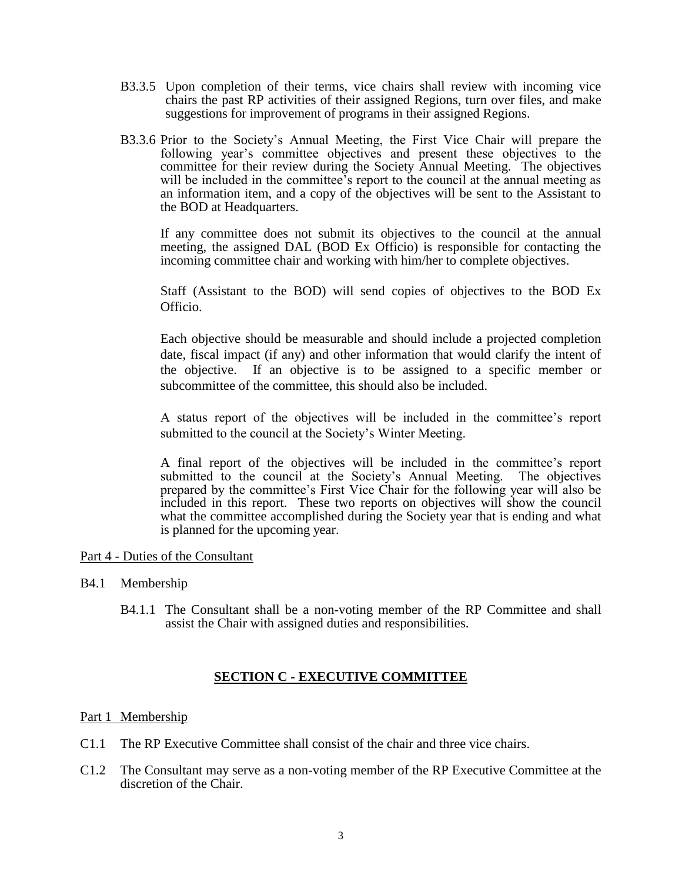B3.3.5 Upon completion of their terms, vice chairs shall review with incoming vice chairs the past RP activities of their assigned Regions, turn over files, and make suggestions for improvement of programs in their assigned Regions.

B3.3.6 Prior to the Society's Annual Meeting, the First Vice Chair will prepare the following year's committee objectives and present these objectives to the committee for their review during the Society Annual Meeting. The objectives will be included in the committee's report to the council at the annual meeting as an information item, and a copy of the objectives will be sent to the Assistant to the BOD at Headquarters.

If any committee does not submit its objectives to the council at the annual meeting, the assigned DAL (BOD Ex Officio) is responsible for contacting the incoming committee chair and working with him/her to complete objectives.

Staff (Assistant to the BOD) will send copies of objectives to the BOD Ex Officio.

Each objective should be measurable and should include a projected completion date, fiscal impact (if any) and other information that would clarify the intent of the objective. If an objective is to be assigned to a specific member or subcommittee of the committee, this should also be included.

A status report of the objectives will be included in the committee's report submitted to the council at the Society's Winter Meeting.

A final report of the objectives will be included in the committee's report submitted to the council at the Society's Annual Meeting. The objectives prepared by the committee's First Vice Chair for the following year will also be included in this report. These two reports on objectives will show the council what the committee accomplished during the Society year that is ending and what is planned for the upcoming year.

Part 4 - Duties of the Consultant

B4.1 Membership

B4.1.1 The Consultant shall be a non-voting member of the RP Committee and shall assist the Chair with assigned duties and responsibilities.

## SECTION C - EXECUTIVE COMMITTEE

Part 1 Membership

C1.1 The RP Executive Committee shall consist of the chair and three vice chairs.

C1.2 The Consultant may serve as a non-voting member of the RP Executive Committee at the discretion of the Chair.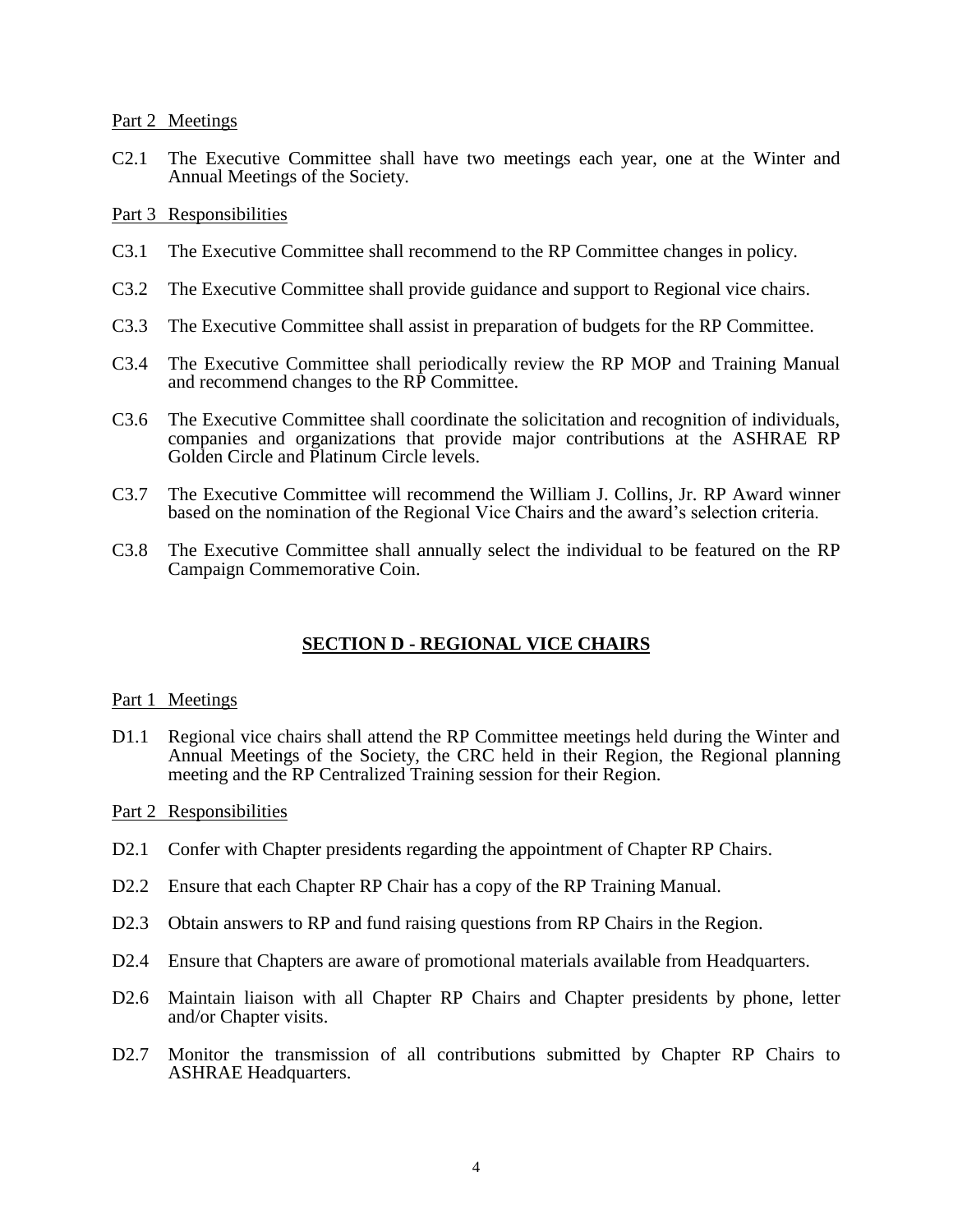Part 2 Meetings

C2.1 The Executive Committee shall have two meetings each year, one at the Winter and Annual Meetings of the Society.

Part 3 Responsibilities

C3.1 The Executive Committee shall recommend to the RP Committee changes in policy.

C3.2 The Executive Committee shall provide guidance and support to Regional vice chairs.

C3.3 The Executive Committee shall assist in preparation of budgets for the RP Committee.

C3.4 The Executive Committee shall periodically review the RP MOP and Training Manual and recommend changes to the RP Committee.

C3.6 The Executive Committee shall coordinate the solicitation and recognition of individuals, companies and organizations that provide major contributions at the ASHRAE RP Golden Circle and Platinum Circle levels.

C3.7 The Executive Committee will recommend the William J. Collins, Jr. RP Award winner based on the nomination of the Regional Vice Chairs and the award's selection criteria.

C3.8 The Executive Committee shall annually select the individual to be featured on the RP Campaign Commemorative Coin.

## SECTION D - REGIONAL VICE CHAIRS

Part 1 Meetings

D1.1 Regional vice chairs shall attend the RP Committee meetings held during the Winter and Annual Meetings of the Society, the CRC held in their Region, the Regional planning meeting and the RP Centralized Training session for their Region.

Part 2 Responsibilities

D2.1 Confer with Chapter presidents regarding the appointment of Chapter RP Chairs.

D2.2 Ensure that each Chapter RP Chair has a copy of the RP Training Manual.

D2.3 Obtain answers to RP and fund raising questions from RP Chairs in the Region.

D2.4 Ensure that Chapters are aware of promotional materials available from Headquarters.

D2.6 Maintain liaison with all Chapter RP Chairs and Chapter presidents by phone, letter and/or Chapter visits.

D2.7 Monitor the transmission of all contributions submitted by Chapter RP Chairs to ASHRAE Headquarters.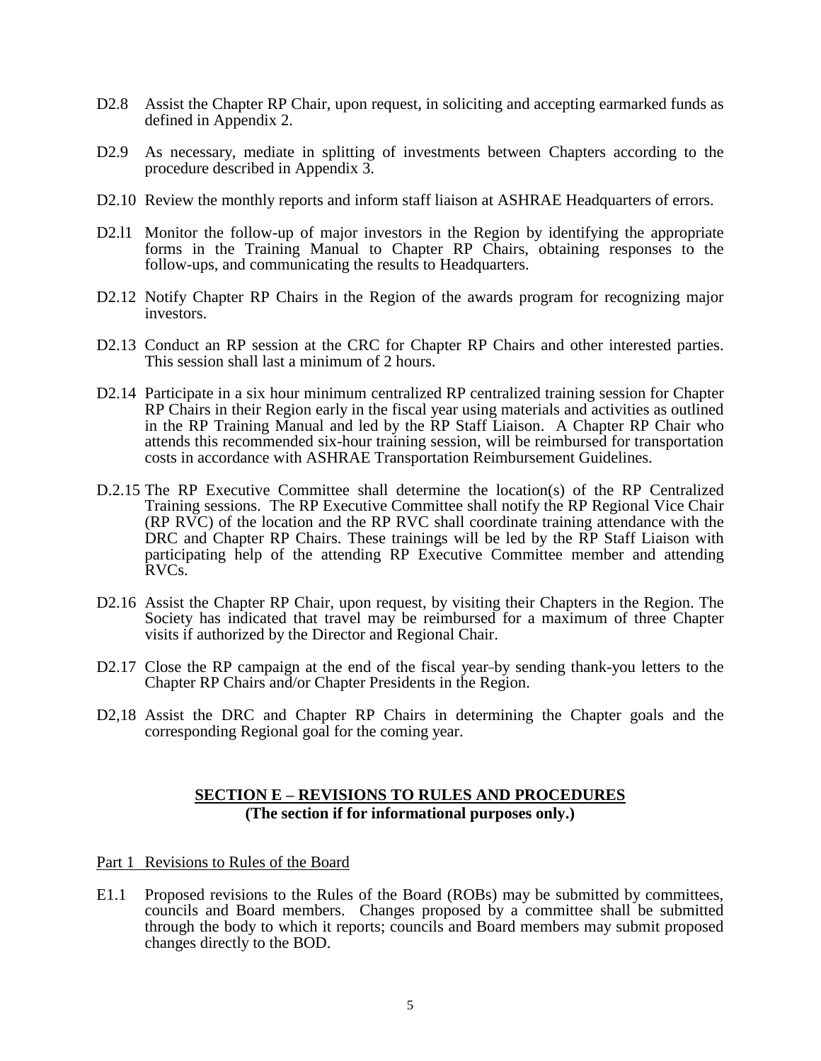D2.8 Assist the Chapter RP Chair, upon request, in soliciting and accepting earmarked funds as defined in Appendix 2.

D2.9 As necessary, mediate in splitting of investments between Chapters according to the procedure described in Appendix 3.

D2.10 Review the monthly reports and inform staff liaison at ASHRAE Headquarters of errors.

D2.l1 Monitor the follow-up of major investors in the Region by identifying the appropriate forms in the Training Manual to Chapter RP Chairs, obtaining responses to the follow-ups, and communicating the results to Headquarters.

D2.12 Notify Chapter RP Chairs in the Region of the awards program for recognizing major investors.

D2.13 Conduct an RP session at the CRC for Chapter RP Chairs and other interested parties. This session shall last a minimum of 2 hours.

D2.14 Participate in a six hour minimum centralized RP centralized training session for Chapter RP Chairs in their Region early in the fiscal year using materials and activities as outlined in the RP Training Manual and led by the RP Staff Liaison. A Chapter RP Chair who attends this recommended six-hour training session, will be reimbursed for transportation costs in accordance with ASHRAE Transportation Reimbursement Guidelines.

D.2.15 The RP Executive Committee shall determine the location(s) of the RP Centralized Training sessions. The RP Executive Committee shall notify the RP Regional Vice Chair (RP RVC) of the location and the RP RVC shall coordinate training attendance with the DRC and Chapter RP Chairs. These trainings will be led by the RP Staff Liaison with participating help of the attending RP Executive Committee member and attending RVCs.

D2.16 Assist the Chapter RP Chair, upon request, by visiting their Chapters in the Region. The Society has indicated that travel may be reimbursed for a maximum of three Chapter visits if authorized by the Director and Regional Chair.

D2.17 Close the RP campaign at the end of the fiscal year by sending thank-you letters to the Chapter RP Chairs and/or Chapter Presidents in the Region.

D2,18 Assist the DRC and Chapter RP Chairs in determining the Chapter goals and the corresponding Regional goal for the coming year.

## SECTION E – REVISIONS TO RULES AND PROCEDURES

**(The section if for informational purposes only.)**

Part 1 Revisions to Rules of the Board

E1.1 Proposed revisions to the Rules of the Board (ROBs) may be submitted by committees, councils and Board members. Changes proposed by a committee shall be submitted through the body to which it reports; councils and Board members may submit proposed changes directly to the BOD.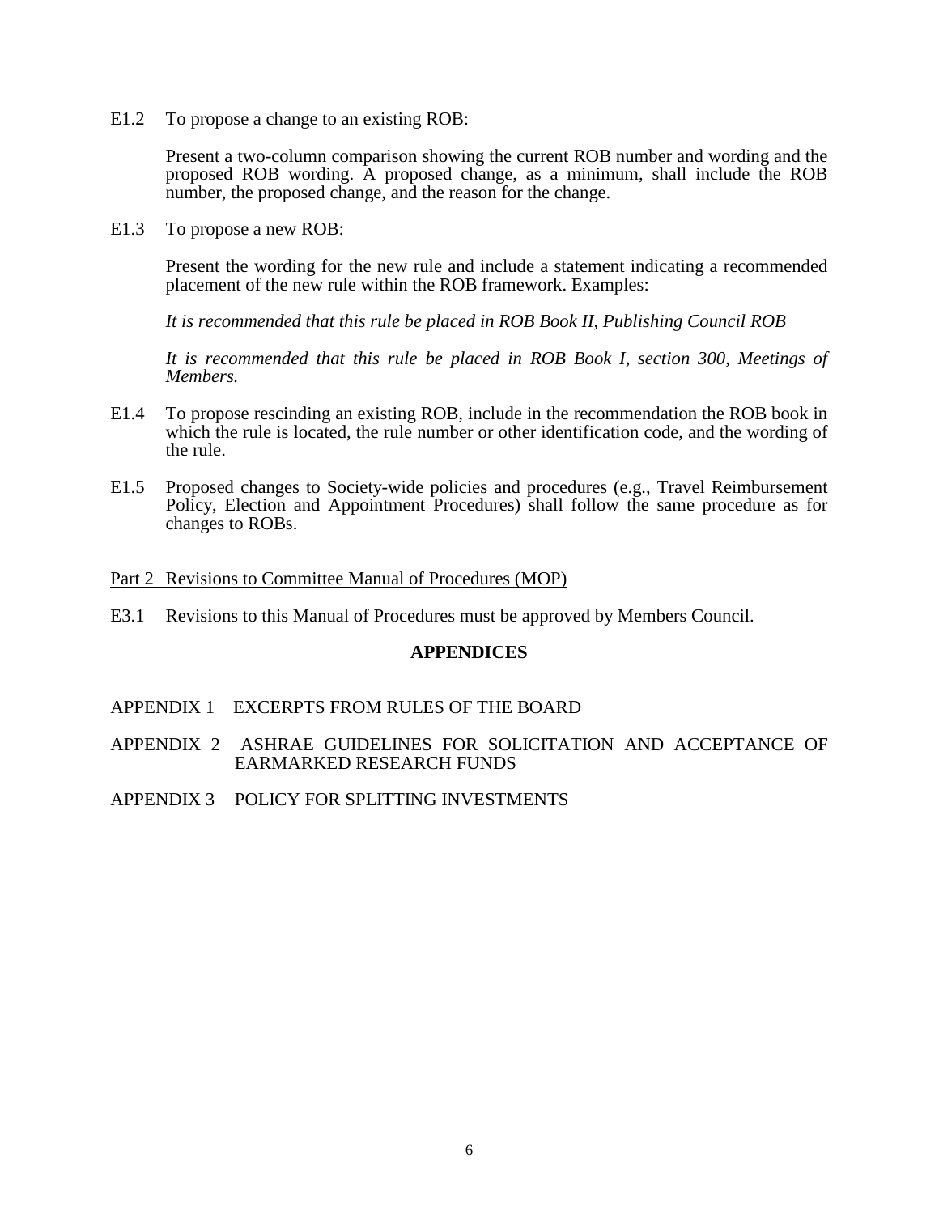E1.2 To propose a change to an existing ROB:

Present a two-column comparison showing the current ROB number and wording and the proposed ROB wording. A proposed change, as a minimum, shall include the ROB number, the proposed change, and the reason for the change.

E1.3 To propose a new ROB:

Present the wording for the new rule and include a statement indicating a recommended placement of the new rule within the ROB framework. Examples:

*It is recommended that this rule be placed in ROB Book II, Publishing Council ROB*

*It is recommended that this rule be placed in ROB Book I, section 300, Meetings of Members.*

E1.4 To propose rescinding an existing ROB, include in the recommendation the ROB book in which the rule is located, the rule number or other identification code, and the wording of the rule.

E1.5 Proposed changes to Society-wide policies and procedures (e.g., Travel Reimbursement Policy, Election and Appointment Procedures) shall follow the same procedure as for changes to ROBs.

<u>Part 2 Revisions to Committee Manual of Procedures (MOP)</u>

E3.1 Revisions to this Manual of Procedures must be approved by Members Council.

## APPENDICES

APPENDIX 1 EXCERPTS FROM RULES OF THE BOARD

APPENDIX 2 ASHRAE GUIDELINES FOR SOLICITATION AND ACCEPTANCE OF EARMARKED RESEARCH FUNDS

APPENDIX 3 POLICY FOR SPLITTING INVESTMENTS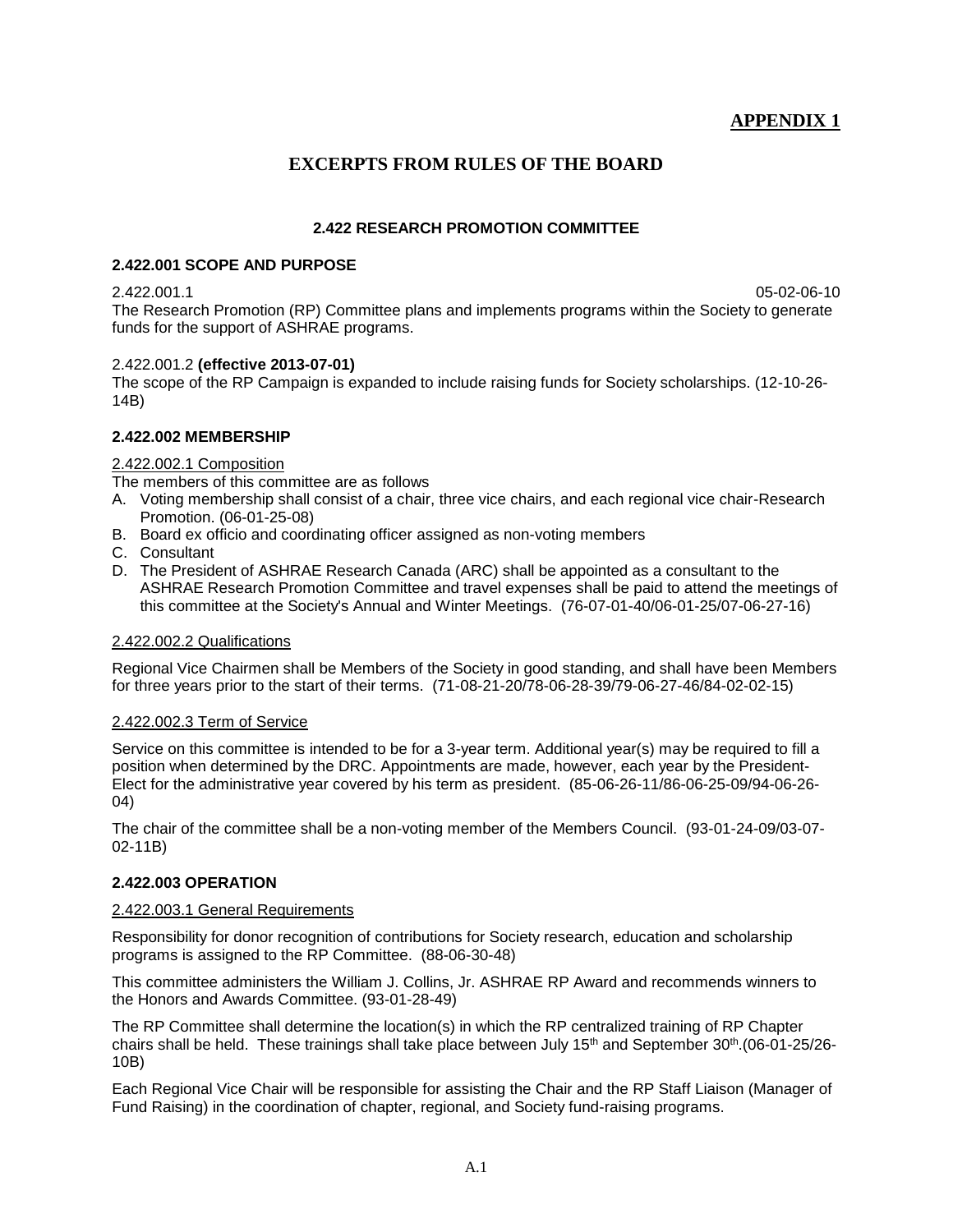**APPENDIX 1**

# EXCERPTS FROM RULES OF THE BOARD

## 2.422 RESEARCH PROMOTION COMMITTEE

### 2.422.001 SCOPE AND PURPOSE

2.422.001.1 05-02-06-10

The Research Promotion (RP) Committee plans and implements programs within the Society to generate funds for the support of ASHRAE programs.

2.422.001.2 **(effective 2013-07-01)**

The scope of the RP Campaign is expanded to include raising funds for Society scholarships. (12-10-26-14B)

### 2.422.002 MEMBERSHIP

2.422.002.1 Composition

The members of this committee are as follows

A. Voting membership shall consist of a chair, three vice chairs, and each regional vice chair-Research Promotion. (06-01-25-08)
B. Board ex officio and coordinating officer assigned as non-voting members
C. Consultant
D. The President of ASHRAE Research Canada (ARC) shall be appointed as a consultant to the ASHRAE Research Promotion Committee and travel expenses shall be paid to attend the meetings of this committee at the Society's Annual and Winter Meetings. (76-07-01-40/06-01-25/07-06-27-16)

2.422.002.2 Qualifications

Regional Vice Chairmen shall be Members of the Society in good standing, and shall have been Members for three years prior to the start of their terms. (71-08-21-20/78-06-28-39/79-06-27-46/84-02-02-15)

2.422.002.3 Term of Service

Service on this committee is intended to be for a 3-year term. Additional year(s) may be required to fill a position when determined by the DRC. Appointments are made, however, each year by the President-Elect for the administrative year covered by his term as president. (85-06-26-11/86-06-25-09/94-06-26-04)

The chair of the committee shall be a non-voting member of the Members Council. (93-01-24-09/03-07-02-11B)

### 2.422.003 OPERATION

2.422.003.1 General Requirements

Responsibility for donor recognition of contributions for Society research, education and scholarship programs is assigned to the RP Committee. (88-06-30-48)

This committee administers the William J. Collins, Jr. ASHRAE RP Award and recommends winners to the Honors and Awards Committee. (93-01-28-49)

The RP Committee shall determine the location(s) in which the RP centralized training of RP Chapter chairs shall be held. These trainings shall take place between July 15th and September 30th.(06-01-25/26-10B)

Each Regional Vice Chair will be responsible for assisting the Chair and the RP Staff Liaison (Manager of Fund Raising) in the coordination of chapter, regional, and Society fund-raising programs.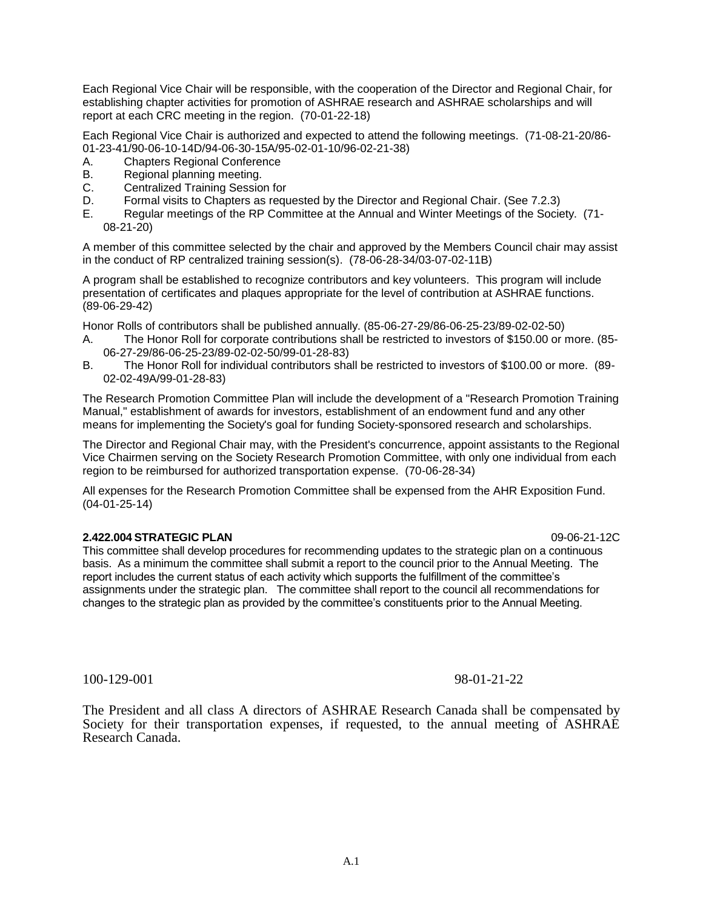Each Regional Vice Chair will be responsible, with the cooperation of the Director and Regional Chair, for establishing chapter activities for promotion of ASHRAE research and ASHRAE scholarships and will report at each CRC meeting in the region. (70-01-22-18)

Each Regional Vice Chair is authorized and expected to attend the following meetings. (71-08-21-20/86-01-23-41/90-06-10-14D/94-06-30-15A/95-02-01-10/96-02-21-38)

A. Chapters Regional Conference
B. Regional planning meeting.
C. Centralized Training Session for
D. Formal visits to Chapters as requested by the Director and Regional Chair. (See 7.2.3)
E. Regular meetings of the RP Committee at the Annual and Winter Meetings of the Society. (71-08-21-20)

A member of this committee selected by the chair and approved by the Members Council chair may assist in the conduct of RP centralized training session(s). (78-06-28-34/03-07-02-11B)

A program shall be established to recognize contributors and key volunteers. This program will include presentation of certificates and plaques appropriate for the level of contribution at ASHRAE functions. (89-06-29-42)

Honor Rolls of contributors shall be published annually. (85-06-27-29/86-06-25-23/89-02-02-50)

A. The Honor Roll for corporate contributions shall be restricted to investors of $150.00 or more. (85-06-27-29/86-06-25-23/89-02-02-50/99-01-28-83)
B. The Honor Roll for individual contributors shall be restricted to investors of $100.00 or more. (89-02-02-49A/99-01-28-83)

The Research Promotion Committee Plan will include the development of a "Research Promotion Training Manual," establishment of awards for investors, establishment of an endowment fund and any other means for implementing the Society's goal for funding Society-sponsored research and scholarships.

The Director and Regional Chair may, with the President's concurrence, appoint assistants to the Regional Vice Chairmen serving on the Society Research Promotion Committee, with only one individual from each region to be reimbursed for authorized transportation expense. (70-06-28-34)

All expenses for the Research Promotion Committee shall be expensed from the AHR Exposition Fund. (04-01-25-14)

**2.422.004 STRATEGIC PLAN** 09-06-21-12C

This committee shall develop procedures for recommending updates to the strategic plan on a continuous basis. As a minimum the committee shall submit a report to the council prior to the Annual Meeting. The report includes the current status of each activity which supports the fulfillment of the committee's assignments under the strategic plan. The committee shall report to the council all recommendations for changes to the strategic plan as provided by the committee's constituents prior to the Annual Meeting.

100-129-001 98-01-21-22

The President and all class A directors of ASHRAE Research Canada shall be compensated by Society for their transportation expenses, if requested, to the annual meeting of ASHRAE Research Canada.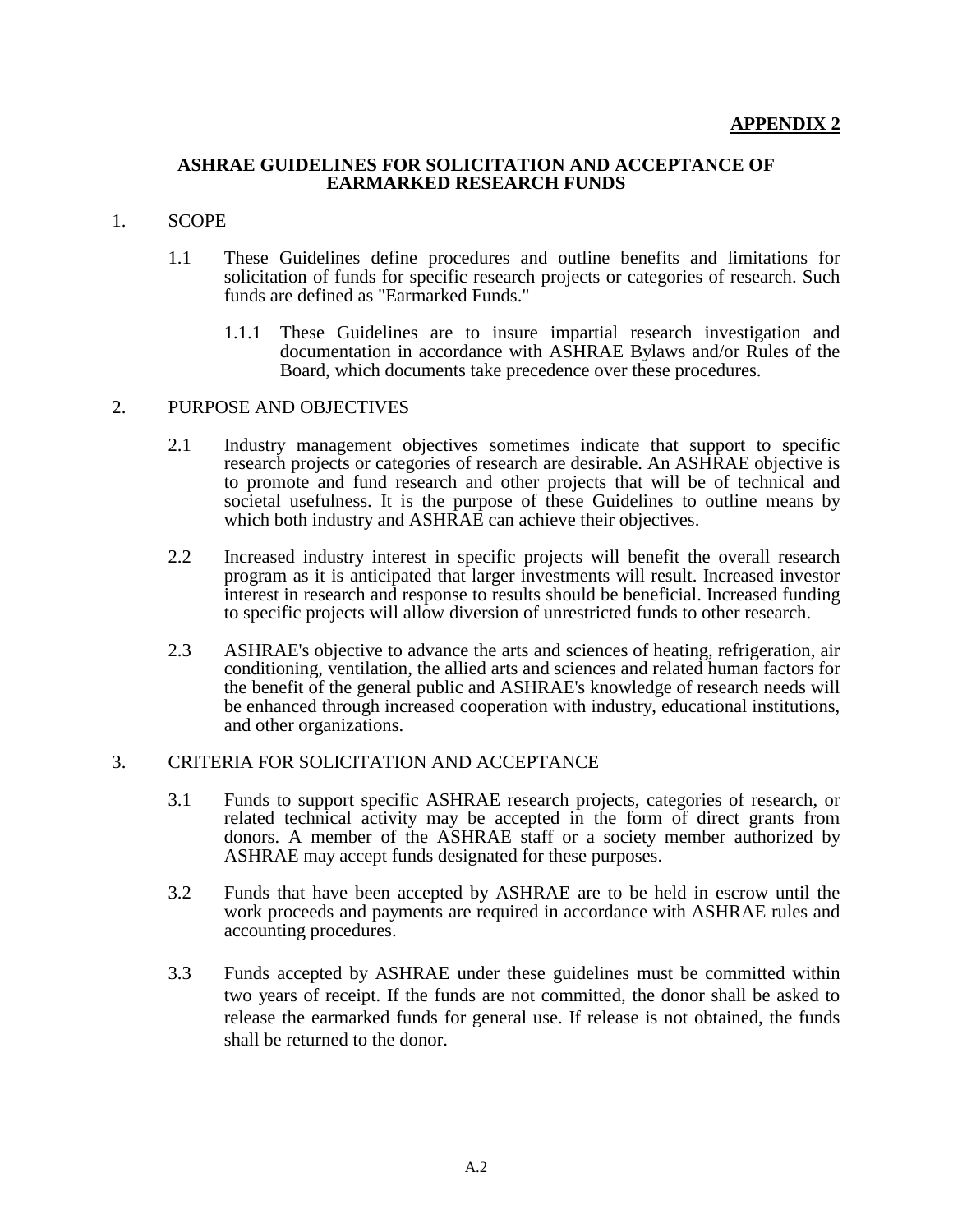**APPENDIX 2**

## ASHRAE GUIDELINES FOR SOLICITATION AND ACCEPTANCE OF EARMARKED RESEARCH FUNDS

1. SCOPE

   1.1 These Guidelines define procedures and outline benefits and limitations for solicitation of funds for specific research projects or categories of research. Such funds are defined as "Earmarked Funds."

   1.1.1 These Guidelines are to insure impartial research investigation and documentation in accordance with ASHRAE Bylaws and/or Rules of the Board, which documents take precedence over these procedures.

2. PURPOSE AND OBJECTIVES

   2.1 Industry management objectives sometimes indicate that support to specific research projects or categories of research are desirable. An ASHRAE objective is to promote and fund research and other projects that will be of technical and societal usefulness. It is the purpose of these Guidelines to outline means by which both industry and ASHRAE can achieve their objectives.

   2.2 Increased industry interest in specific projects will benefit the overall research program as it is anticipated that larger investments will result. Increased investor interest in research and response to results should be beneficial. Increased funding to specific projects will allow diversion of unrestricted funds to other research.

   2.3 ASHRAE's objective to advance the arts and sciences of heating, refrigeration, air conditioning, ventilation, the allied arts and sciences and related human factors for the benefit of the general public and ASHRAE's knowledge of research needs will be enhanced through increased cooperation with industry, educational institutions, and other organizations.

3. CRITERIA FOR SOLICITATION AND ACCEPTANCE

   3.1 Funds to support specific ASHRAE research projects, categories of research, or related technical activity may be accepted in the form of direct grants from donors. A member of the ASHRAE staff or a society member authorized by ASHRAE may accept funds designated for these purposes.

   3.2 Funds that have been accepted by ASHRAE are to be held in escrow until the work proceeds and payments are required in accordance with ASHRAE rules and accounting procedures.

   3.3 Funds accepted by ASHRAE under these guidelines must be committed within two years of receipt. If the funds are not committed, the donor shall be asked to release the earmarked funds for general use. If release is not obtained, the funds shall be returned to the donor.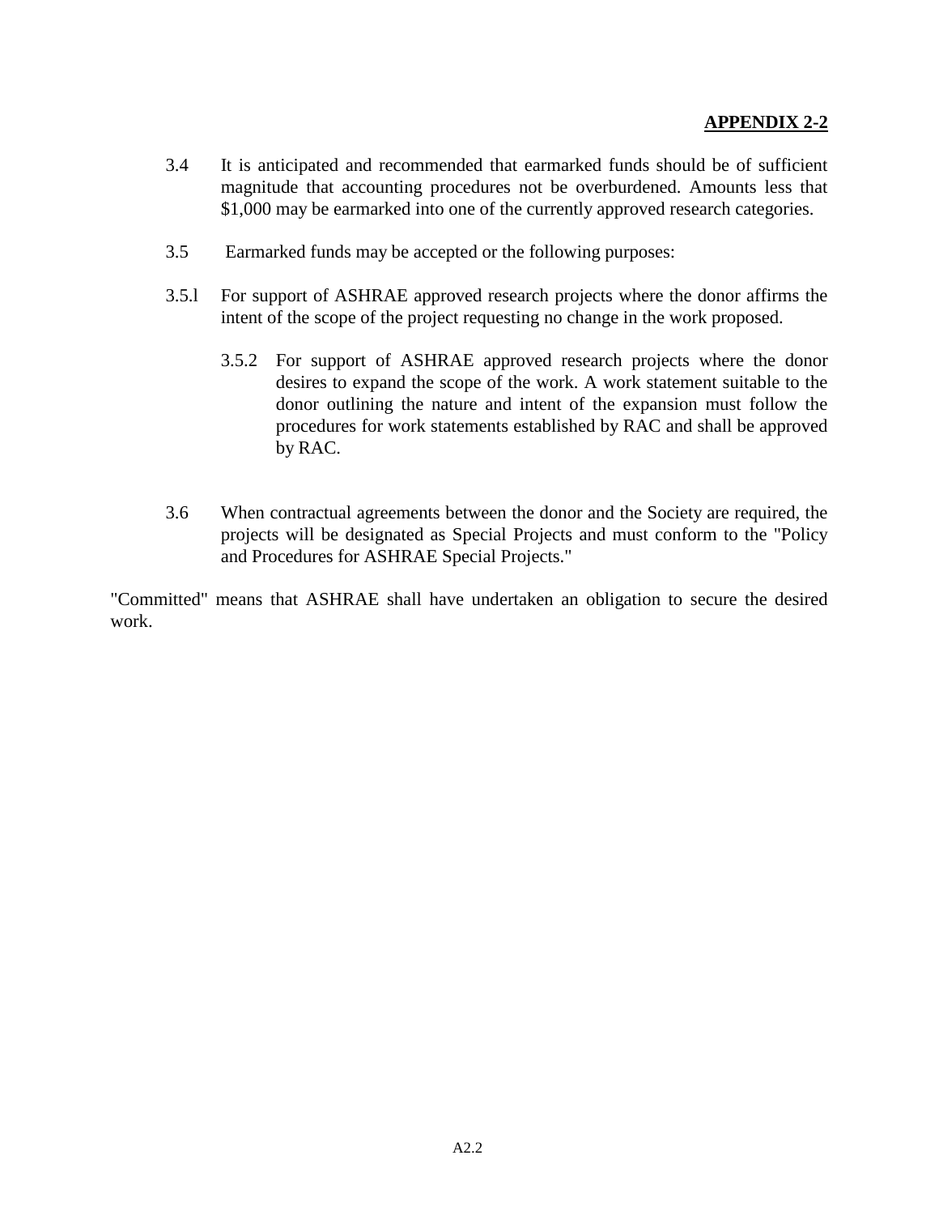**APPENDIX 2-2**

3.4 It is anticipated and recommended that earmarked funds should be of sufficient magnitude that accounting procedures not be overburdened. Amounts less that $1,000 may be earmarked into one of the currently approved research categories.

3.5 Earmarked funds may be accepted or the following purposes:

3.5.l For support of ASHRAE approved research projects where the donor affirms the intent of the scope of the project requesting no change in the work proposed.

3.5.2 For support of ASHRAE approved research projects where the donor desires to expand the scope of the work. A work statement suitable to the donor outlining the nature and intent of the expansion must follow the procedures for work statements established by RAC and shall be approved by RAC.

3.6 When contractual agreements between the donor and the Society are required, the projects will be designated as Special Projects and must conform to the "Policy and Procedures for ASHRAE Special Projects."

"Committed" means that ASHRAE shall have undertaken an obligation to secure the desired work.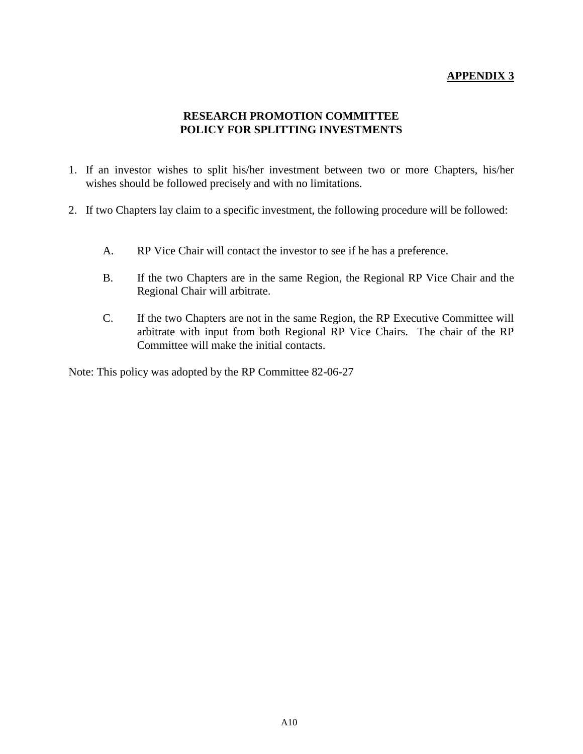**APPENDIX 3**

## RESEARCH PROMOTION COMMITTEE
## POLICY FOR SPLITTING INVESTMENTS

1. If an investor wishes to split his/her investment between two or more Chapters, his/her wishes should be followed precisely and with no limitations.

2. If two Chapters lay claim to a specific investment, the following procedure will be followed:

   A. RP Vice Chair will contact the investor to see if he has a preference.

   B. If the two Chapters are in the same Region, the Regional RP Vice Chair and the Regional Chair will arbitrate.

   C. If the two Chapters are not in the same Region, the RP Executive Committee will arbitrate with input from both Regional RP Vice Chairs. The chair of the RP Committee will make the initial contacts.

Note: This policy was adopted by the RP Committee 82-06-27